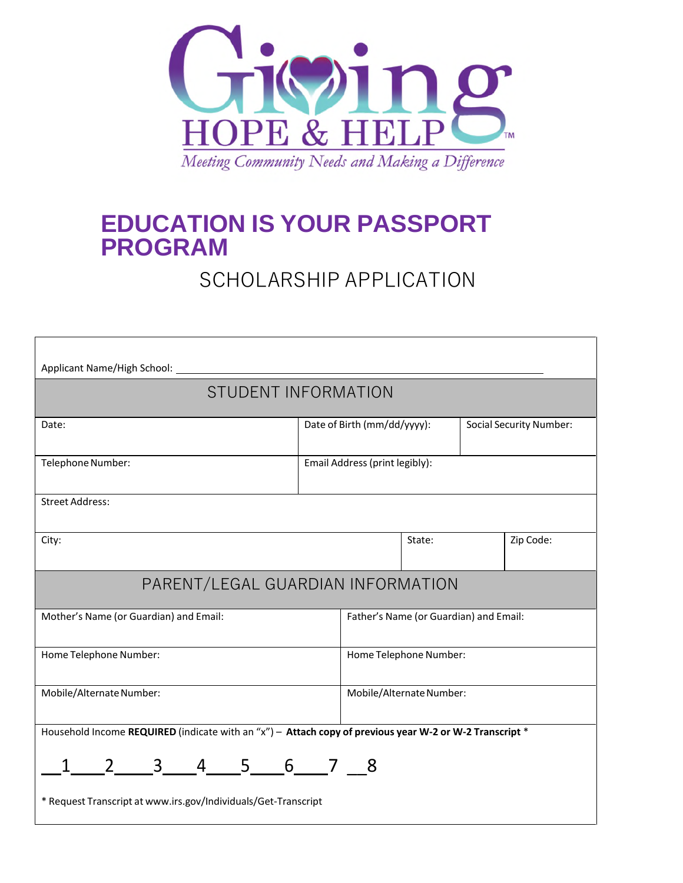Giving HOPE & HELP™

*Meeting Community Needs and Making a Difference*

# EDUCATION IS YOUR PASSPORT PROGRAM

## SCHOLARSHIP APPLICATION

Applicant Name/High School: ______________________________________________

| STUDENT INFORMATION | | |
|---|---|---|
| Date: | Date of Birth (mm/dd/yyyy): | Social Security Number: |
| Telephone Number: | Email Address (print legibly): | |
| Street Address: | | |
| City: | State: | Zip Code: |

| PARENT/LEGAL GUARDIAN INFORMATION | |
|---|---|
| Mother's Name (or Guardian) and Email: | Father's Name (or Guardian) and Email: |
| Home Telephone Number: | Home Telephone Number: |
| Mobile/Alternate Number: | Mobile/Alternate Number: |

Household Income **REQUIRED** (indicate with an "x") – **Attach copy of previous year W-2 or W-2 Transcript** *

__1____2____3____4____5____6____7 __8

* Request Transcript at www.irs.gov/Individuals/Get-Transcript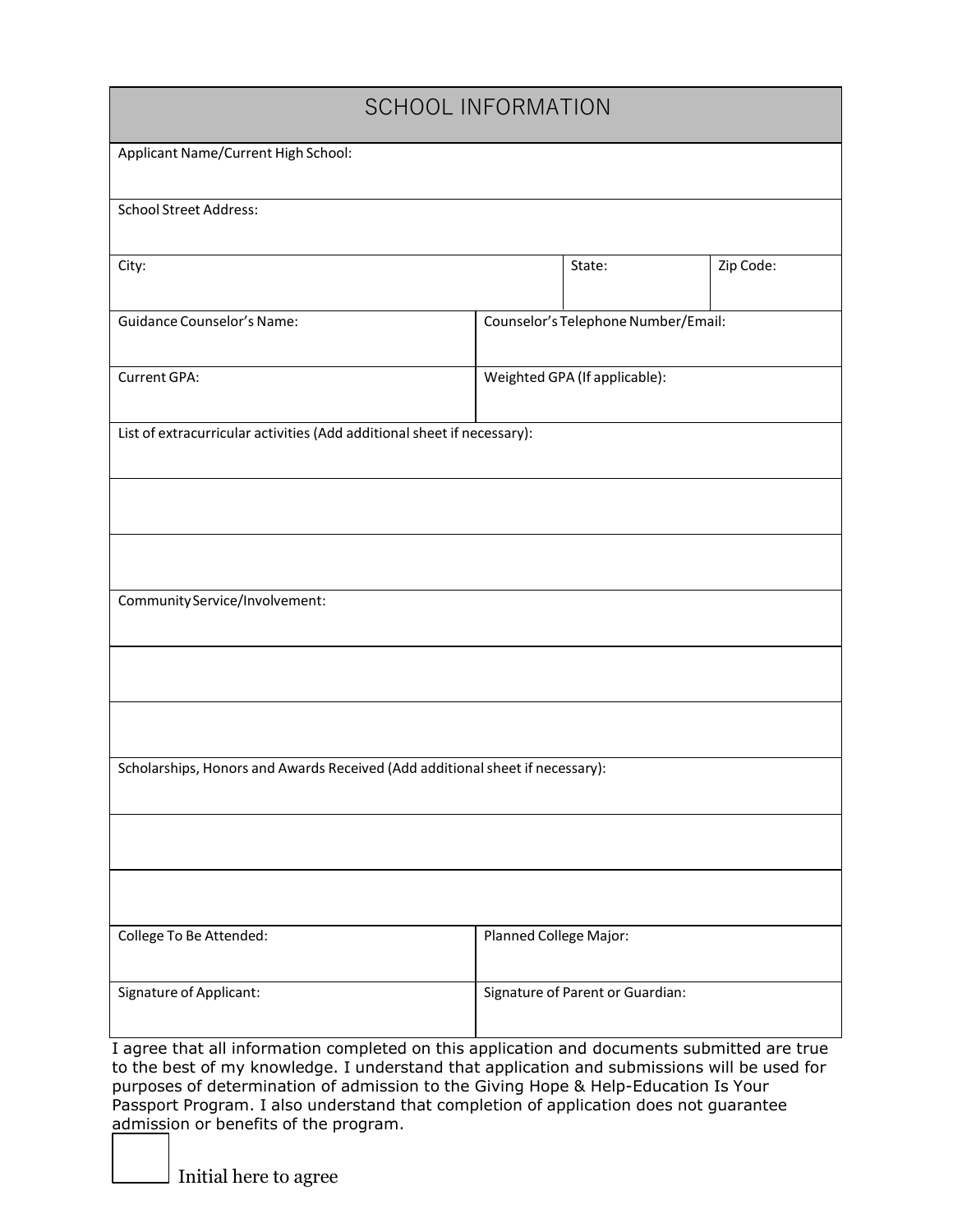## SCHOOL INFORMATION

| | | | |
|---|---|---|---|
| Applicant Name/Current High School: | | | |
| School Street Address: | | | |
| City: | | State: | Zip Code: |
| Guidance Counselor's Name: | Counselor's Telephone Number/Email: | | |
| Current GPA: | Weighted GPA (If applicable): | | |
| List of extracurricular activities (Add additional sheet if necessary): | | | |
| | | | |
| | | | |
| Community Service/Involvement: | | | |
| | | | |
| | | | |
| Scholarships, Honors and Awards Received (Add additional sheet if necessary): | | | |
| | | | |
| | | | |
| College To Be Attended: | Planned College Major: | | |
| Signature of Applicant: | Signature of Parent or Guardian: | | |

I agree that all information completed on this application and documents submitted are true to the best of my knowledge. I understand that application and submissions will be used for purposes of determination of admission to the Giving Hope & Help-Education Is Your Passport Program. I also understand that completion of application does not guarantee admission or benefits of the program.

☐ Initial here to agree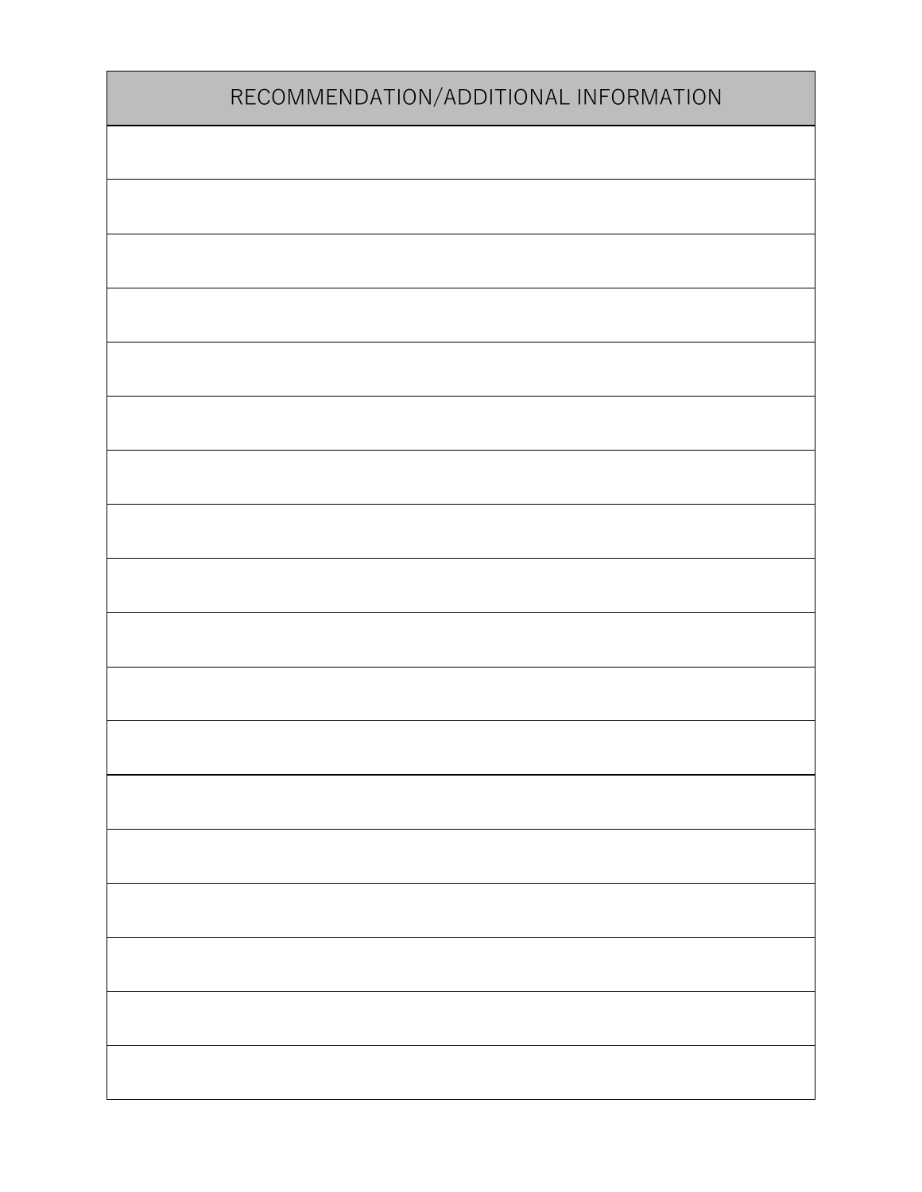| RECOMMENDATION/ADDITIONAL INFORMATION |
| --- |
| |
| |
| |
| |
| |
| |
| |
| |
| |
| |
| |
| |
| |
| |
| |
| |
| |
| |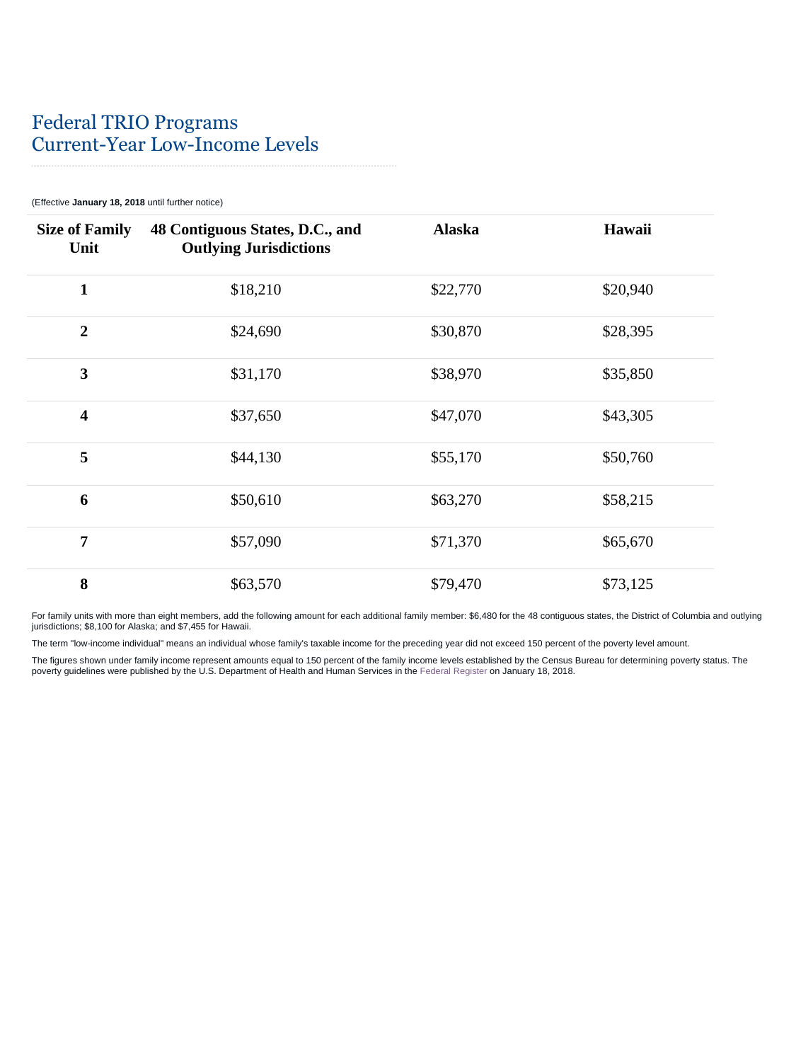# Federal TRIO Programs
# Current-Year Low-Income Levels

(Effective **January 18, 2018** until further notice)

| Size of Family Unit | 48 Contiguous States, D.C., and Outlying Jurisdictions | Alaska | Hawaii |
|---|---|---|---|
| **1** | $18,210 | $22,770 | $20,940 |
| **2** | $24,690 | $30,870 | $28,395 |
| **3** | $31,170 | $38,970 | $35,850 |
| **4** | $37,650 | $47,070 | $43,305 |
| **5** | $44,130 | $55,170 | $50,760 |
| **6** | $50,610 | $63,270 | $58,215 |
| **7** | $57,090 | $71,370 | $65,670 |
| **8** | $63,570 | $79,470 | $73,125 |

For family units with more than eight members, add the following amount for each additional family member: $6,480 for the 48 contiguous states, the District of Columbia and outlying jurisdictions; $8,100 for Alaska; and $7,455 for Hawaii.

The term "low-income individual" means an individual whose family's taxable income for the preceding year did not exceed 150 percent of the poverty level amount.

The figures shown under family income represent amounts equal to 150 percent of the family income levels established by the Census Bureau for determining poverty status. The poverty guidelines were published by the U.S. Department of Health and Human Services in the Federal Register on January 18, 2018.